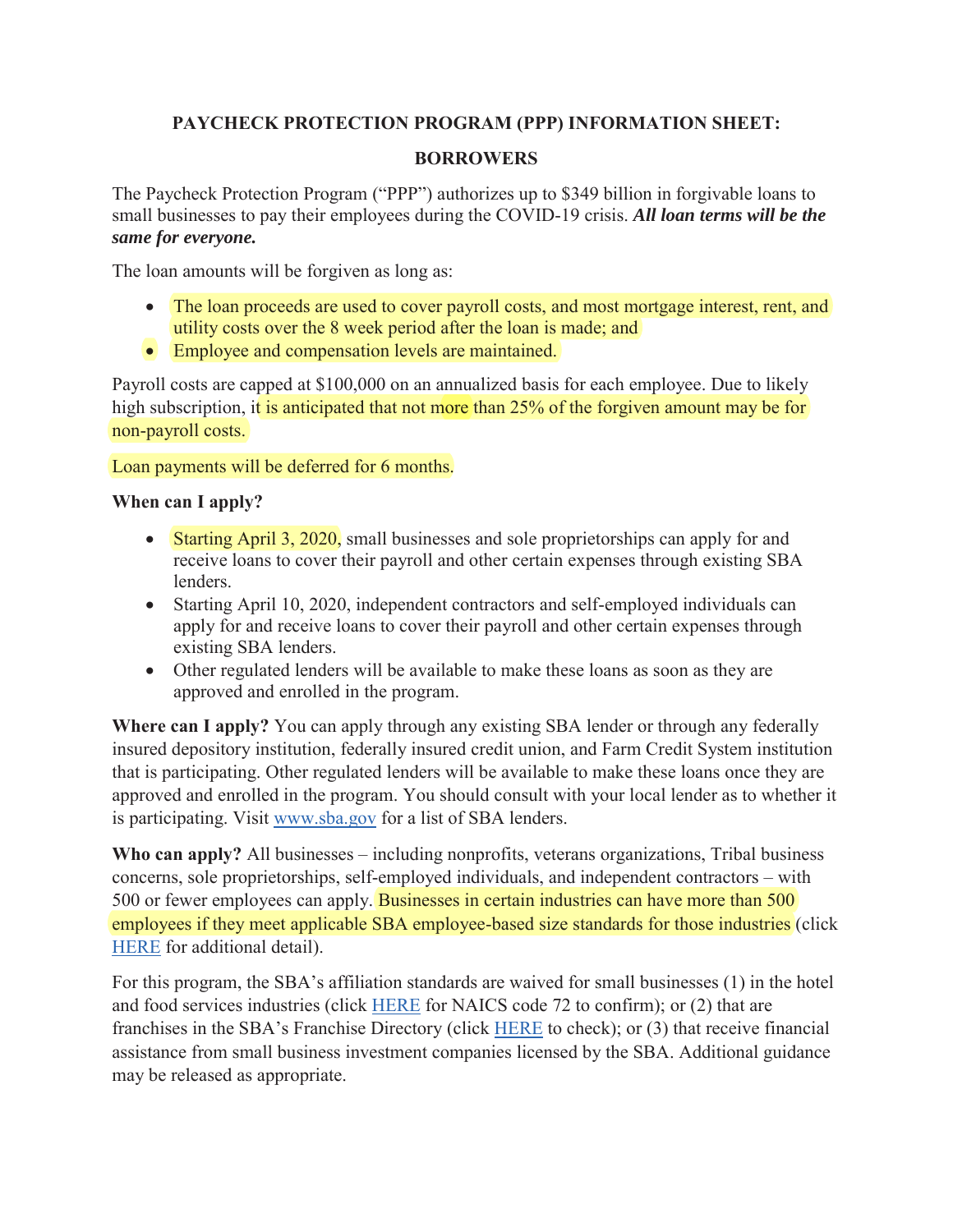# PAYCHECK PROTECTION PROGRAM (PPP) INFORMATION SHEET: BORROWERS

The Paycheck Protection Program ("PPP") authorizes up to $349 billion in forgivable loans to small businesses to pay their employees during the COVID-19 crisis. ***All loan terms will be the same for everyone.***

The loan amounts will be forgiven as long as:

- The loan proceeds are used to cover payroll costs, and most mortgage interest, rent, and utility costs over the 8 week period after the loan is made; and
- Employee and compensation levels are maintained.

Payroll costs are capped at $100,000 on an annualized basis for each employee. Due to likely high subscription, it is anticipated that not more than 25% of the forgiven amount may be for non-payroll costs.

Loan payments will be deferred for 6 months.

**When can I apply?**

- Starting April 3, 2020, small businesses and sole proprietorships can apply for and receive loans to cover their payroll and other certain expenses through existing SBA lenders.
- Starting April 10, 2020, independent contractors and self-employed individuals can apply for and receive loans to cover their payroll and other certain expenses through existing SBA lenders.
- Other regulated lenders will be available to make these loans as soon as they are approved and enrolled in the program.

**Where can I apply?** You can apply through any existing SBA lender or through any federally insured depository institution, federally insured credit union, and Farm Credit System institution that is participating. Other regulated lenders will be available to make these loans once they are approved and enrolled in the program. You should consult with your local lender as to whether it is participating. Visit www.sba.gov for a list of SBA lenders.

**Who can apply?** All businesses – including nonprofits, veterans organizations, Tribal business concerns, sole proprietorships, self-employed individuals, and independent contractors – with 500 or fewer employees can apply. Businesses in certain industries can have more than 500 employees if they meet applicable SBA employee-based size standards for those industries (click HERE for additional detail).

For this program, the SBA's affiliation standards are waived for small businesses (1) in the hotel and food services industries (click HERE for NAICS code 72 to confirm); or (2) that are franchises in the SBA's Franchise Directory (click HERE to check); or (3) that receive financial assistance from small business investment companies licensed by the SBA. Additional guidance may be released as appropriate.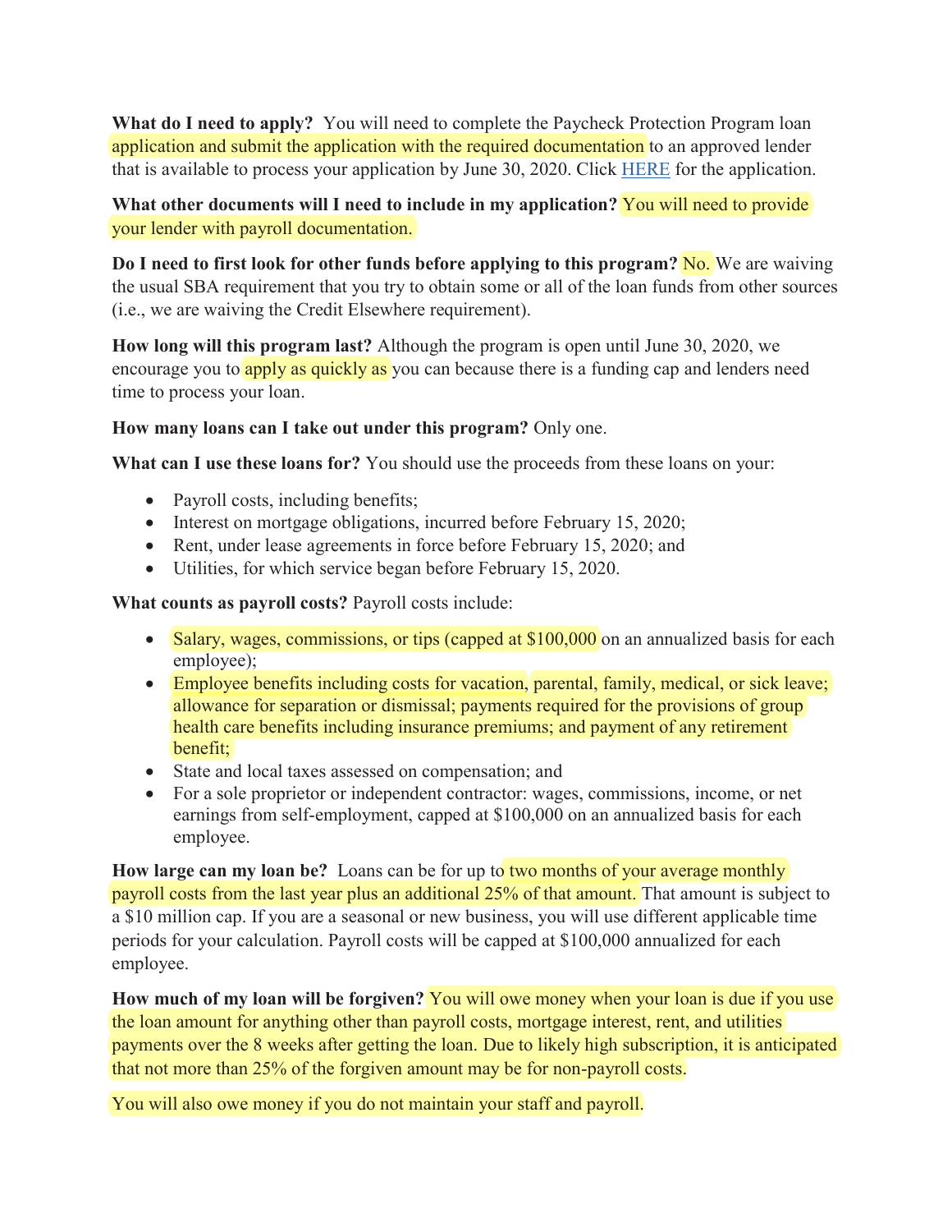**What do I need to apply?** You will need to complete the Paycheck Protection Program loan application and submit the application with the required documentation to an approved lender that is available to process your application by June 30, 2020. Click HERE for the application.

**What other documents will I need to include in my application?** You will need to provide your lender with payroll documentation.

**Do I need to first look for other funds before applying to this program?** No. We are waiving the usual SBA requirement that you try to obtain some or all of the loan funds from other sources (i.e., we are waiving the Credit Elsewhere requirement).

**How long will this program last?** Although the program is open until June 30, 2020, we encourage you to apply as quickly as you can because there is a funding cap and lenders need time to process your loan.

**How many loans can I take out under this program?** Only one.

**What can I use these loans for?** You should use the proceeds from these loans on your:

- Payroll costs, including benefits;
- Interest on mortgage obligations, incurred before February 15, 2020;
- Rent, under lease agreements in force before February 15, 2020; and
- Utilities, for which service began before February 15, 2020.

**What counts as payroll costs?** Payroll costs include:

- Salary, wages, commissions, or tips (capped at $100,000 on an annualized basis for each employee);
- Employee benefits including costs for vacation, parental, family, medical, or sick leave; allowance for separation or dismissal; payments required for the provisions of group health care benefits including insurance premiums; and payment of any retirement benefit;
- State and local taxes assessed on compensation; and
- For a sole proprietor or independent contractor: wages, commissions, income, or net earnings from self-employment, capped at $100,000 on an annualized basis for each employee.

**How large can my loan be?** Loans can be for up to two months of your average monthly payroll costs from the last year plus an additional 25% of that amount. That amount is subject to a $10 million cap. If you are a seasonal or new business, you will use different applicable time periods for your calculation. Payroll costs will be capped at $100,000 annualized for each employee.

**How much of my loan will be forgiven?** You will owe money when your loan is due if you use the loan amount for anything other than payroll costs, mortgage interest, rent, and utilities payments over the 8 weeks after getting the loan. Due to likely high subscription, it is anticipated that not more than 25% of the forgiven amount may be for non-payroll costs.

You will also owe money if you do not maintain your staff and payroll.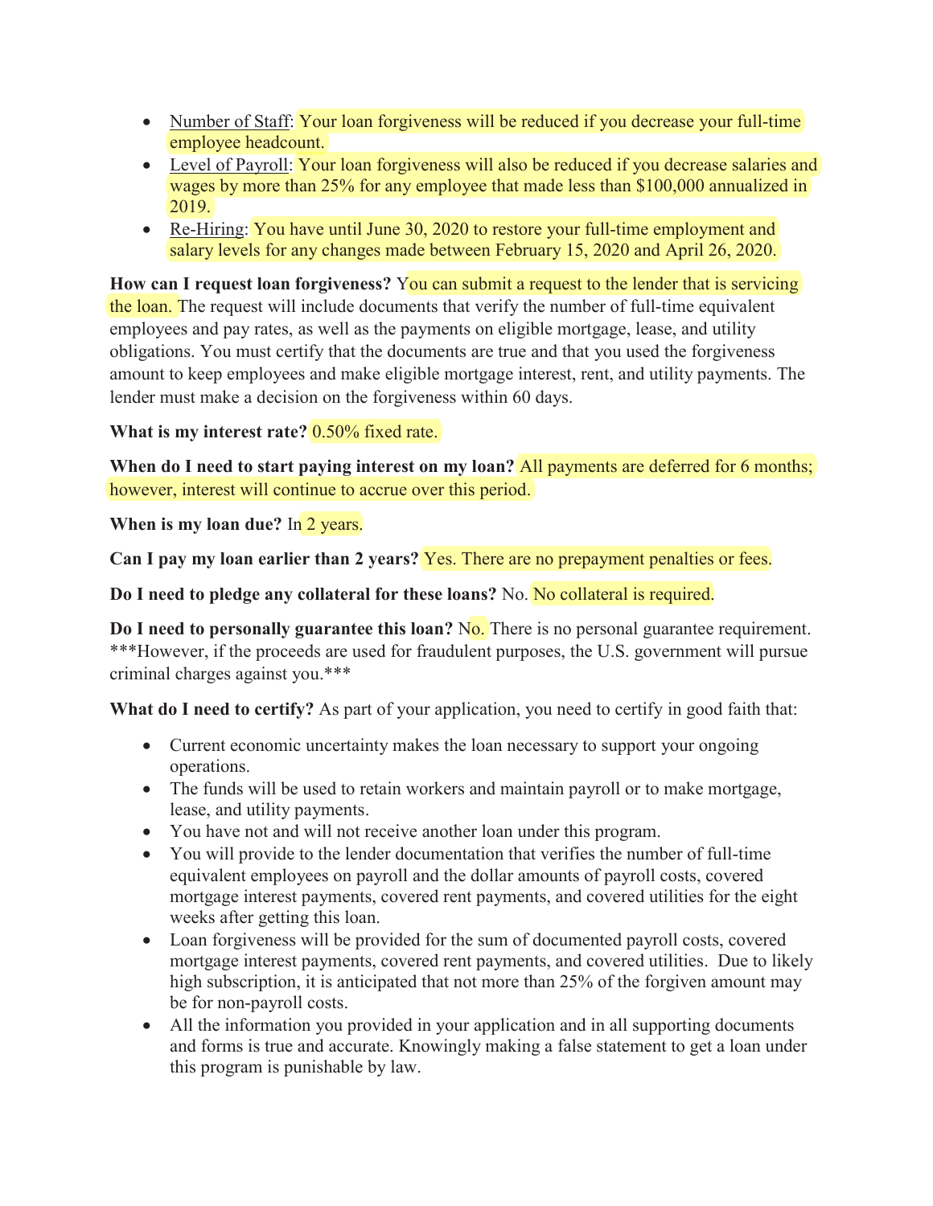- Number of Staff: Your loan forgiveness will be reduced if you decrease your full-time employee headcount.
- Level of Payroll: Your loan forgiveness will also be reduced if you decrease salaries and wages by more than 25% for any employee that made less than $100,000 annualized in 2019.
- Re-Hiring: You have until June 30, 2020 to restore your full-time employment and salary levels for any changes made between February 15, 2020 and April 26, 2020.

**How can I request loan forgiveness?** You can submit a request to the lender that is servicing the loan. The request will include documents that verify the number of full-time equivalent employees and pay rates, as well as the payments on eligible mortgage, lease, and utility obligations. You must certify that the documents are true and that you used the forgiveness amount to keep employees and make eligible mortgage interest, rent, and utility payments. The lender must make a decision on the forgiveness within 60 days.

**What is my interest rate?** 0.50% fixed rate.

**When do I need to start paying interest on my loan?** All payments are deferred for 6 months; however, interest will continue to accrue over this period.

**When is my loan due?** In 2 years.

**Can I pay my loan earlier than 2 years?** Yes. There are no prepayment penalties or fees.

**Do I need to pledge any collateral for these loans?** No. No collateral is required.

**Do I need to personally guarantee this loan?** No. There is no personal guarantee requirement. ***However, if the proceeds are used for fraudulent purposes, the U.S. government will pursue criminal charges against you.***

**What do I need to certify?** As part of your application, you need to certify in good faith that:

- Current economic uncertainty makes the loan necessary to support your ongoing operations.
- The funds will be used to retain workers and maintain payroll or to make mortgage, lease, and utility payments.
- You have not and will not receive another loan under this program.
- You will provide to the lender documentation that verifies the number of full-time equivalent employees on payroll and the dollar amounts of payroll costs, covered mortgage interest payments, covered rent payments, and covered utilities for the eight weeks after getting this loan.
- Loan forgiveness will be provided for the sum of documented payroll costs, covered mortgage interest payments, covered rent payments, and covered utilities. Due to likely high subscription, it is anticipated that not more than 25% of the forgiven amount may be for non-payroll costs.
- All the information you provided in your application and in all supporting documents and forms is true and accurate. Knowingly making a false statement to get a loan under this program is punishable by law.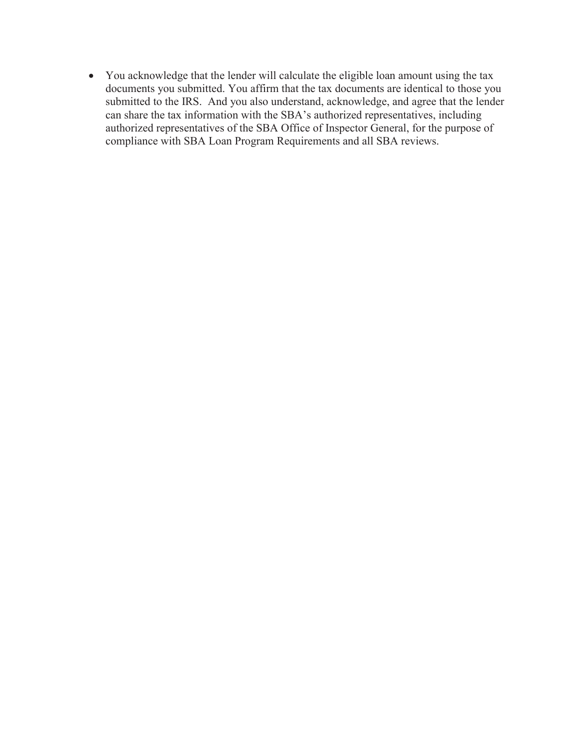- You acknowledge that the lender will calculate the eligible loan amount using the tax documents you submitted. You affirm that the tax documents are identical to those you submitted to the IRS. And you also understand, acknowledge, and agree that the lender can share the tax information with the SBA's authorized representatives, including authorized representatives of the SBA Office of Inspector General, for the purpose of compliance with SBA Loan Program Requirements and all SBA reviews.